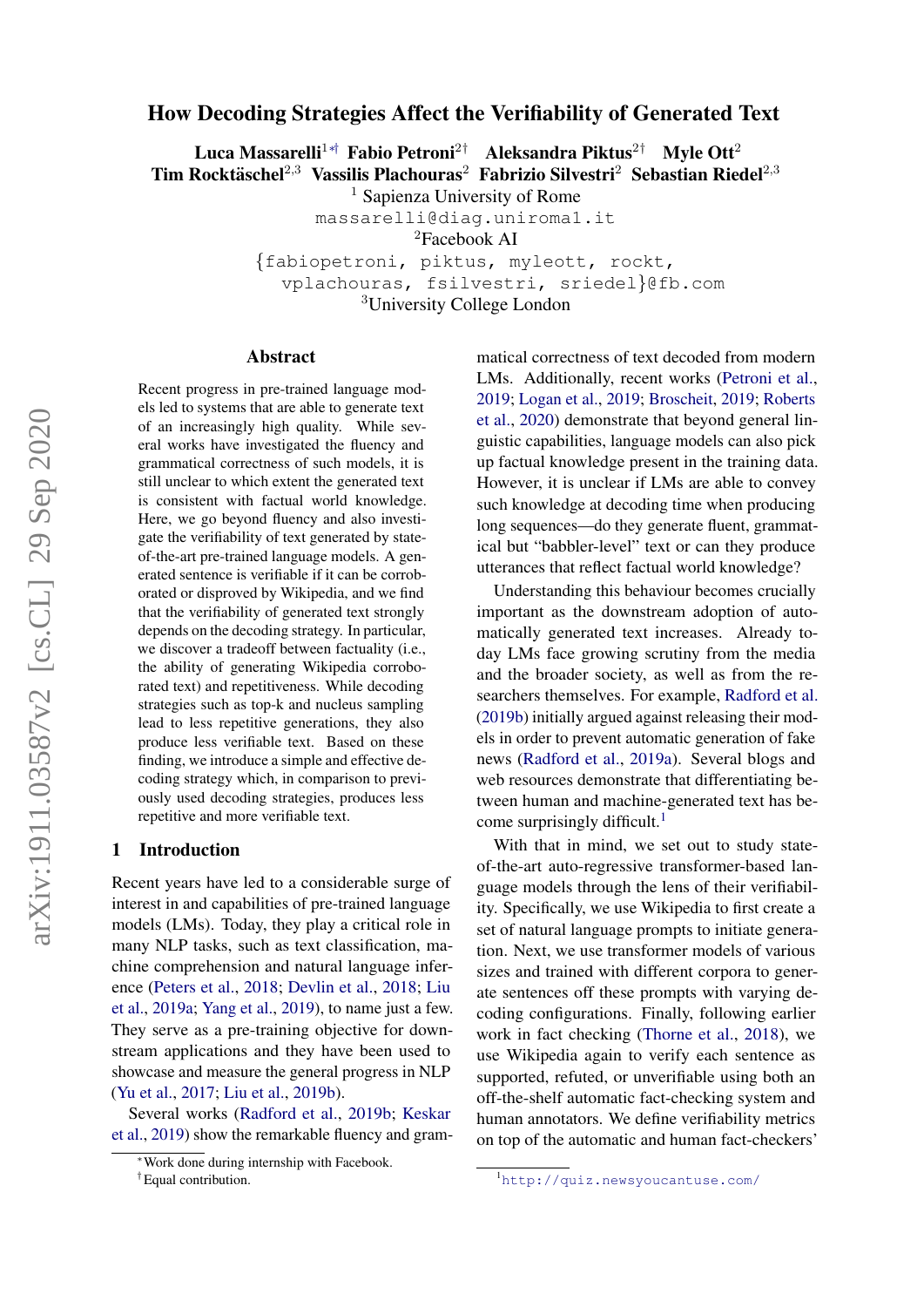# How Decoding Strategies Affect the Verifiability of Generated Text

**Luca Massarelli**[1*†] **Fabio Petroni**[2†] **Aleksandra Piktus**[2†] **Myle Ott**[2]
**Tim Rocktäschel**[2,3] **Vassilis Plachouras**[2] **Fabrizio Silvestri**[2] **Sebastian Riedel**[2,3]

[1] Sapienza University of Rome
massarelli@diag.uniroma1.it
[2]Facebook AI
{fabiopetroni, piktus, myleott, rockt, vplachouras, fsilvestri, sriedel}@fb.com
[3]University College London

## Abstract

Recent progress in pre-trained language models led to systems that are able to generate text of an increasingly high quality. While several works have investigated the fluency and grammatical correctness of such models, it is still unclear to which extent the generated text is consistent with factual world knowledge. Here, we go beyond fluency and also investigate the verifiability of text generated by state-of-the-art pre-trained language models. A generated sentence is verifiable if it can be corroborated or disproved by Wikipedia, and we find that the verifiability of generated text strongly depends on the decoding strategy. In particular, we discover a tradeoff between factuality (i.e., the ability of generating Wikipedia corroborated text) and repetitiveness. While decoding strategies such as top-k and nucleus sampling lead to less repetitive generations, they also produce less verifiable text. Based on these finding, we introduce a simple and effective decoding strategy which, in comparison to previously used decoding strategies, produces less repetitive and more verifiable text.

## 1 Introduction

Recent years have led to a considerable surge of interest in and capabilities of pre-trained language models (LMs). Today, they play a critical role in many NLP tasks, such as text classification, machine comprehension and natural language inference (Peters et al., 2018; Devlin et al., 2018; Liu et al., 2019a; Yang et al., 2019), to name just a few. They serve as a pre-training objective for downstream applications and they have been used to showcase and measure the general progress in NLP (Yu et al., 2017; Liu et al., 2019b).

Several works (Radford et al., 2019b; Keskar et al., 2019) show the remarkable fluency and grammatical correctness of text decoded from modern LMs. Additionally, recent works (Petroni et al., 2019; Logan et al., 2019; Broscheit, 2019; Roberts et al., 2020) demonstrate that beyond general linguistic capabilities, language models can also pick up factual knowledge present in the training data. However, it is unclear if LMs are able to convey such knowledge at decoding time when producing long sequences—do they generate fluent, grammatical but "babbler-level" text or can they produce utterances that reflect factual world knowledge?

Understanding this behaviour becomes crucially important as the downstream adoption of automatically generated text increases. Already today LMs face growing scrutiny from the media and the broader society, as well as from the researchers themselves. For example, Radford et al. (2019b) initially argued against releasing their models in order to prevent automatic generation of fake news (Radford et al., 2019a). Several blogs and web resources demonstrate that differentiating between human and machine-generated text has become surprisingly difficult.[1]

With that in mind, we set out to study state-of-the-art auto-regressive transformer-based language models through the lens of their verifiability. Specifically, we use Wikipedia to first create a set of natural language prompts to initiate generation. Next, we use transformer models of various sizes and trained with different corpora to generate sentences off these prompts with varying decoding configurations. Finally, following earlier work in fact checking (Thorne et al., 2018), we use Wikipedia again to verify each sentence as supported, refuted, or unverifiable using both an off-the-shelf automatic fact-checking system and human annotators. We define verifiability metrics on top of the automatic and human fact-checkers'

*Work done during internship with Facebook.
†Equal contribution.

[1]http://quiz.newsyoucantuse.com/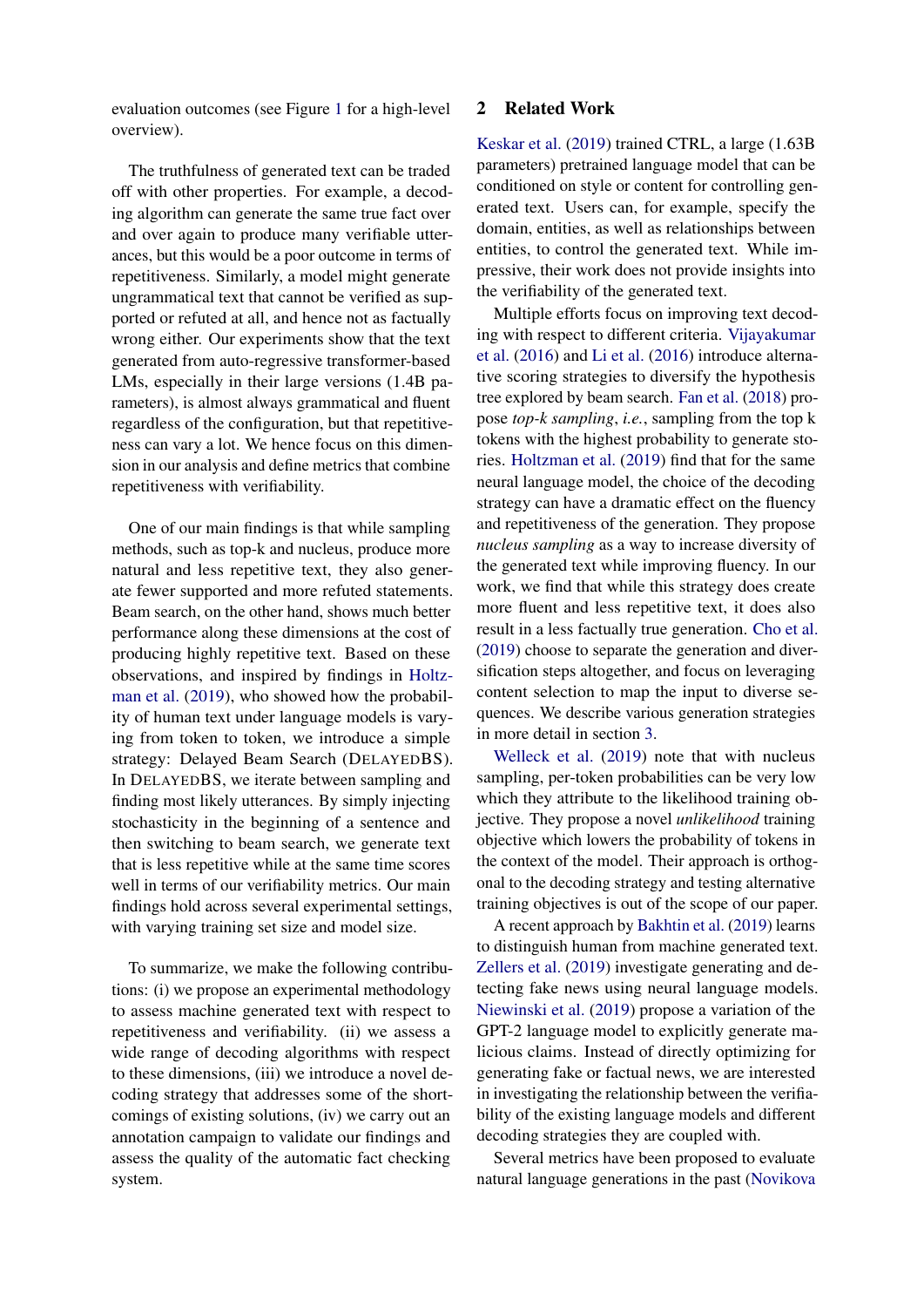evaluation outcomes (see Figure 1 for a high-level overview).

The truthfulness of generated text can be traded off with other properties. For example, a decoding algorithm can generate the same true fact over and over again to produce many verifiable utterances, but this would be a poor outcome in terms of repetitiveness. Similarly, a model might generate ungrammatical text that cannot be verified as supported or refuted at all, and hence not as factually wrong either. Our experiments show that the text generated from auto-regressive transformer-based LMs, especially in their large versions (1.4B parameters), is almost always grammatical and fluent regardless of the configuration, but that repetitiveness can vary a lot. We hence focus on this dimension in our analysis and define metrics that combine repetitiveness with verifiability.

One of our main findings is that while sampling methods, such as top-k and nucleus, produce more natural and less repetitive text, they also generate fewer supported and more refuted statements. Beam search, on the other hand, shows much better performance along these dimensions at the cost of producing highly repetitive text. Based on these observations, and inspired by findings in Holtzman et al. (2019), who showed how the probability of human text under language models is varying from token to token, we introduce a simple strategy: Delayed Beam Search (DelayedBS). In DelayedBS, we iterate between sampling and finding most likely utterances. By simply injecting stochasticity in the beginning of a sentence and then switching to beam search, we generate text that is less repetitive while at the same time scores well in terms of our verifiability metrics. Our main findings hold across several experimental settings, with varying training set size and model size.

To summarize, we make the following contributions: (i) we propose an experimental methodology to assess machine generated text with respect to repetitiveness and verifiability. (ii) we assess a wide range of decoding algorithms with respect to these dimensions, (iii) we introduce a novel decoding strategy that addresses some of the shortcomings of existing solutions, (iv) we carry out an annotation campaign to validate our findings and assess the quality of the automatic fact checking system.

## 2 Related Work

Keskar et al. (2019) trained CTRL, a large (1.63B parameters) pretrained language model that can be conditioned on style or content for controlling generated text. Users can, for example, specify the domain, entities, as well as relationships between entities, to control the generated text. While impressive, their work does not provide insights into the verifiability of the generated text.

Multiple efforts focus on improving text decoding with respect to different criteria. Vijayakumar et al. (2016) and Li et al. (2016) introduce alternative scoring strategies to diversify the hypothesis tree explored by beam search. Fan et al. (2018) propose *top-k sampling*, *i.e.*, sampling from the top k tokens with the highest probability to generate stories. Holtzman et al. (2019) find that for the same neural language model, the choice of the decoding strategy can have a dramatic effect on the fluency and repetitiveness of the generation. They propose *nucleus sampling* as a way to increase diversity of the generated text while improving fluency. In our work, we find that while this strategy does create more fluent and less repetitive text, it does also result in a less factually true generation. Cho et al. (2019) choose to separate the generation and diversification steps altogether, and focus on leveraging content selection to map the input to diverse sequences. We describe various generation strategies in more detail in section 3.

Welleck et al. (2019) note that with nucleus sampling, per-token probabilities can be very low which they attribute to the likelihood training objective. They propose a novel *unlikelihood* training objective which lowers the probability of tokens in the context of the model. Their approach is orthogonal to the decoding strategy and testing alternative training objectives is out of the scope of our paper.

A recent approach by Bakhtin et al. (2019) learns to distinguish human from machine generated text. Zellers et al. (2019) investigate generating and detecting fake news using neural language models. Niewinski et al. (2019) propose a variation of the GPT-2 language model to explicitly generate malicious claims. Instead of directly optimizing for generating fake or factual news, we are interested in investigating the relationship between the verifiability of the existing language models and different decoding strategies they are coupled with.

Several metrics have been proposed to evaluate natural language generations in the past (Novikova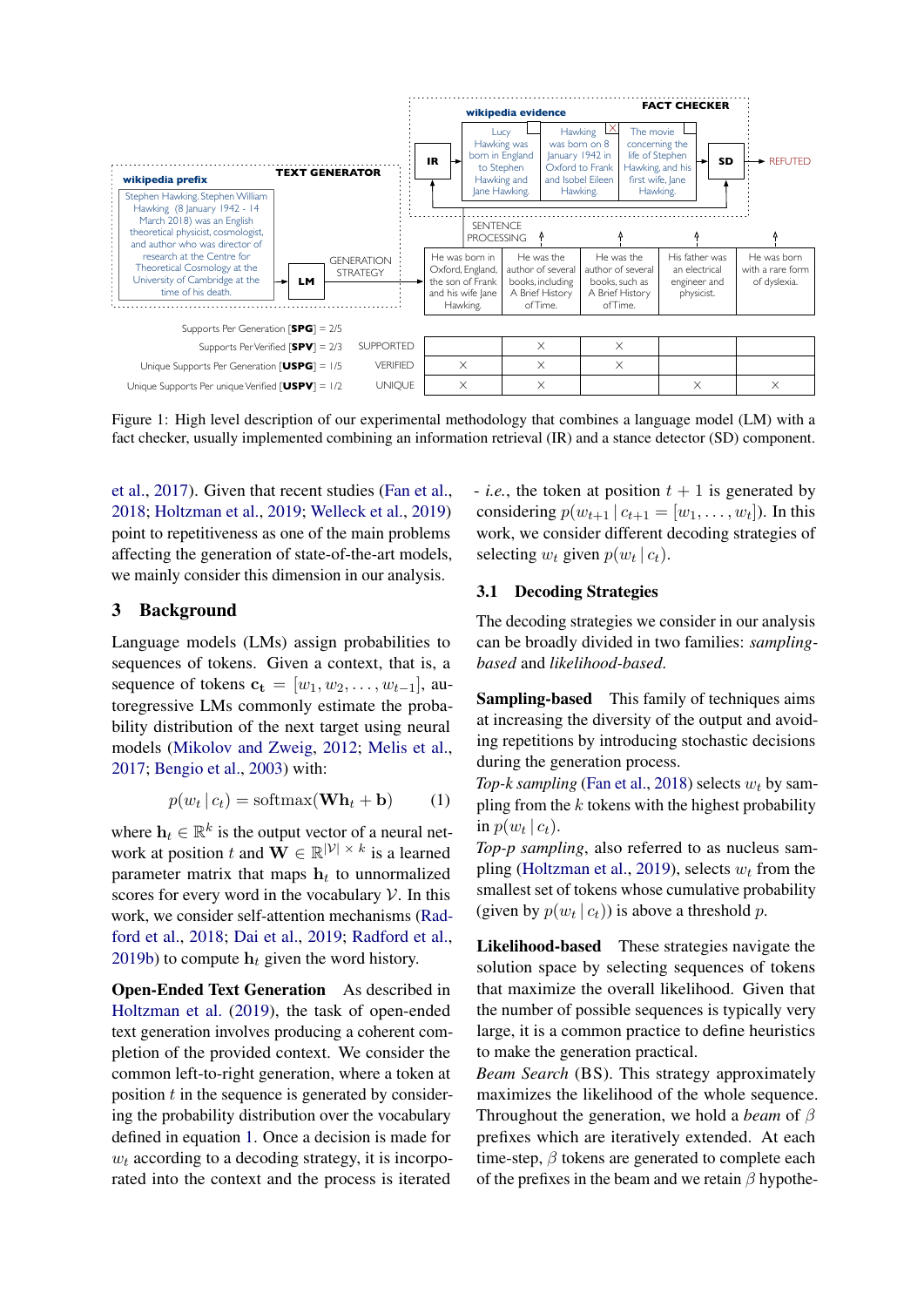Figure 1: High level description of our experimental methodology that combines a language model (LM) with a fact checker, usually implemented combining an information retrieval (IR) and a stance detector (SD) component.

et al., 2017). Given that recent studies (Fan et al., 2018; Holtzman et al., 2019; Welleck et al., 2019) point to repetitiveness as one of the main problems affecting the generation of state-of-the-art models, we mainly consider this dimension in our analysis.

## 3 Background

Language models (LMs) assign probabilities to sequences of tokens. Given a context, that is, a sequence of tokens $\mathbf{c_t} = [w_1, w_2, \ldots, w_{t-1}]$, autoregressive LMs commonly estimate the probability distribution of the next target using neural models (Mikolov and Zweig, 2012; Melis et al., 2017; Bengio et al., 2003) with:

$$p(w_t \mid c_t) = \text{softmax}(\mathbf{W}\mathbf{h}_t + \mathbf{b}) \quad (1)$$

where $\mathbf{h}_t \in \mathbb{R}^k$ is the output vector of a neural network at position $t$ and $\mathbf{W} \in \mathbb{R}^{|\mathcal{V}| \times k}$ is a learned parameter matrix that maps $\mathbf{h}_t$ to unnormalized scores for every word in the vocabulary $\mathcal{V}$. In this work, we consider self-attention mechanisms (Radford et al., 2018; Dai et al., 2019; Radford et al., 2019b) to compute $\mathbf{h}_t$ given the word history.

**Open-Ended Text Generation** As described in Holtzman et al. (2019), the task of open-ended text generation involves producing a coherent completion of the provided context. We consider the common left-to-right generation, where a token at position $t$ in the sequence is generated by considering the probability distribution over the vocabulary defined in equation 1. Once a decision is made for $w_t$ according to a decoding strategy, it is incorporated into the context and the process is iterated - *i.e.*, the token at position $t+1$ is generated by considering $p(w_{t+1} \mid c_{t+1} = [w_1, \ldots, w_t])$. In this work, we consider different decoding strategies of selecting $w_t$ given $p(w_t \mid c_t)$.

### 3.1 Decoding Strategies

The decoding strategies we consider in our analysis can be broadly divided in two families: *sampling-based* and *likelihood-based*.

**Sampling-based** This family of techniques aims at increasing the diversity of the output and avoiding repetitions by introducing stochastic decisions during the generation process.
*Top-k sampling* (Fan et al., 2018) selects $w_t$ by sampling from the $k$ tokens with the highest probability in $p(w_t \mid c_t)$.
*Top-p sampling*, also referred to as nucleus sampling (Holtzman et al., 2019), selects $w_t$ from the smallest set of tokens whose cumulative probability (given by $p(w_t \mid c_t)$) is above a threshold $p$.

**Likelihood-based** These strategies navigate the solution space by selecting sequences of tokens that maximize the overall likelihood. Given that the number of possible sequences is typically very large, it is a common practice to define heuristics to make the generation practical.
*Beam Search* (BS). This strategy approximately maximizes the likelihood of the whole sequence. Throughout the generation, we hold a *beam* of $\beta$ prefixes which are iteratively extended. At each time-step, $\beta$ tokens are generated to complete each of the prefixes in the beam and we retain $\beta$ hypothe-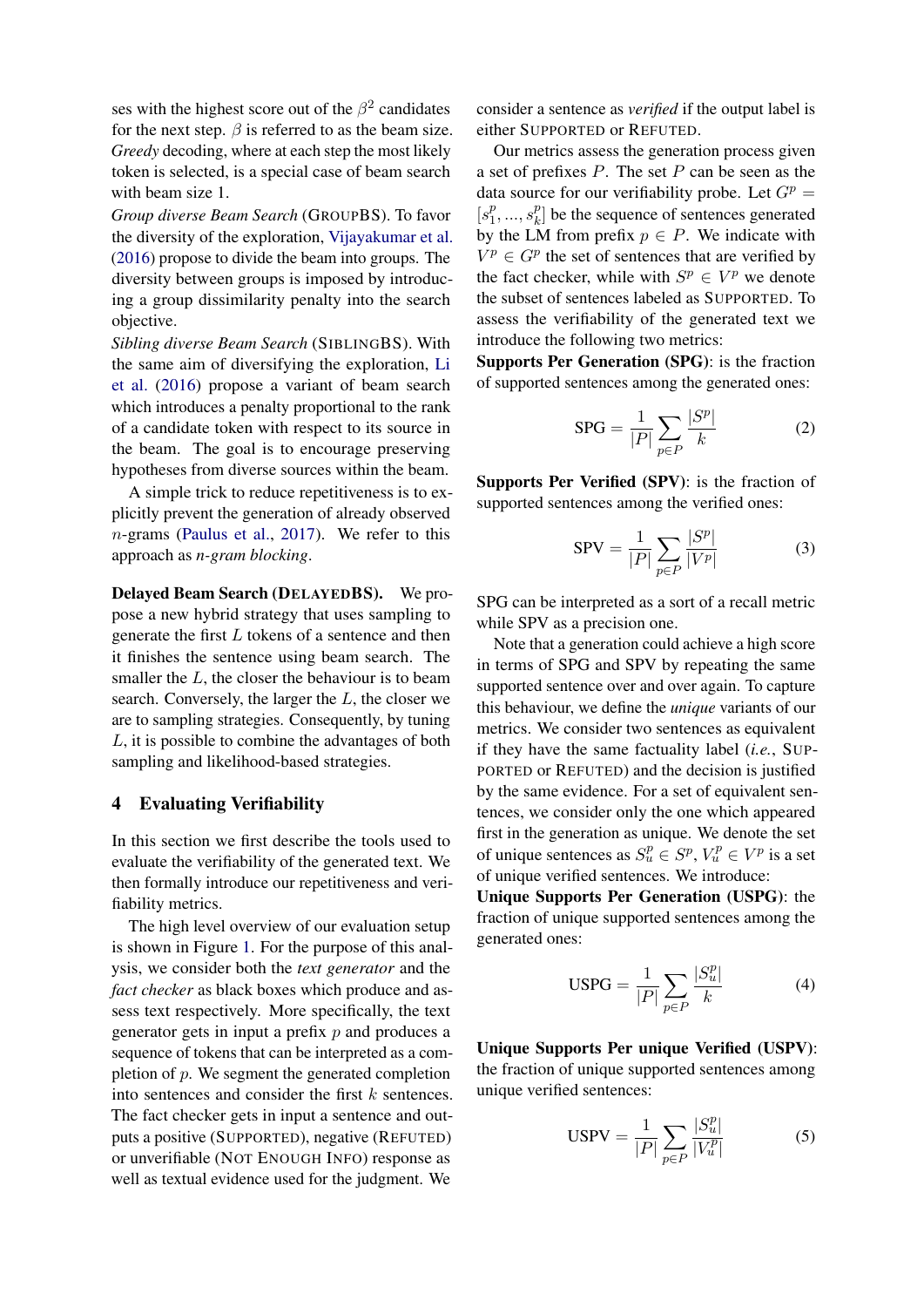ses with the highest score out of the $\beta^2$ candidates for the next step. $\beta$ is referred to as the beam size. *Greedy* decoding, where at each step the most likely token is selected, is a special case of beam search with beam size 1.

*Group diverse Beam Search* (GROUPBS). To favor the diversity of the exploration, Vijayakumar et al. (2016) propose to divide the beam into groups. The diversity between groups is imposed by introducing a group dissimilarity penalty into the search objective.

*Sibling diverse Beam Search* (SIBLINGBS). With the same aim of diversifying the exploration, Li et al. (2016) propose a variant of beam search which introduces a penalty proportional to the rank of a candidate token with respect to its source in the beam. The goal is to encourage preserving hypotheses from diverse sources within the beam.

A simple trick to reduce repetitiveness is to explicitly prevent the generation of already observed $n$-grams (Paulus et al., 2017). We refer to this approach as *n-gram blocking*.

**Delayed Beam Search (DELAYEDBS).** We propose a new hybrid strategy that uses sampling to generate the first $L$ tokens of a sentence and then it finishes the sentence using beam search. The smaller the $L$, the closer the behaviour is to beam search. Conversely, the larger the $L$, the closer we are to sampling strategies. Consequently, by tuning $L$, it is possible to combine the advantages of both sampling and likelihood-based strategies.

## 4 Evaluating Verifiability

In this section we first describe the tools used to evaluate the verifiability of the generated text. We then formally introduce our repetitiveness and verifiability metrics.

The high level overview of our evaluation setup is shown in Figure 1. For the purpose of this analysis, we consider both the *text generator* and the *fact checker* as black boxes which produce and assess text respectively. More specifically, the text generator gets in input a prefix $p$ and produces a sequence of tokens that can be interpreted as a completion of $p$. We segment the generated completion into sentences and consider the first $k$ sentences. The fact checker gets in input a sentence and outputs a positive (SUPPORTED), negative (REFUTED) or unverifiable (NOT ENOUGH INFO) response as well as textual evidence used for the judgment. We consider a sentence as *verified* if the output label is either SUPPORTED or REFUTED.

Our metrics assess the generation process given a set of prefixes $P$. The set $P$ can be seen as the data source for our verifiability probe. Let $G^p = [s_1^p, ..., s_k^p]$ be the sequence of sentences generated by the LM from prefix $p \in P$. We indicate with $V^p \in G^p$ the set of sentences that are verified by the fact checker, while with $S^p \in V^p$ we denote the subset of sentences labeled as SUPPORTED. To assess the verifiability of the generated text we introduce the following two metrics:

**Supports Per Generation (SPG)**: is the fraction of supported sentences among the generated ones:

$$\text{SPG} = \frac{1}{|P|} \sum_{p \in P} \frac{|S^p|}{k} \tag{2}$$

**Supports Per Verified (SPV)**: is the fraction of supported sentences among the verified ones:

$$\text{SPV} = \frac{1}{|P|} \sum_{p \in P} \frac{|S^p|}{|V^p|} \tag{3}$$

SPG can be interpreted as a sort of a recall metric while SPV as a precision one.

Note that a generation could achieve a high score in terms of SPG and SPV by repeating the same supported sentence over and over again. To capture this behaviour, we define the ***unique*** variants of our metrics. We consider two sentences as equivalent if they have the same factuality label (*i.e.*, SUPPORTED or REFUTED) and the decision is justified by the same evidence. For a set of equivalent sentences, we consider only the one which appeared first in the generation as unique. We denote the set of unique sentences as $S_u^p \in S^p$, $V_u^p \in V^p$ is a set of unique verified sentences. We introduce:

**Unique Supports Per Generation (USPG)**: the fraction of unique supported sentences among the generated ones:

$$\text{USPG} = \frac{1}{|P|} \sum_{p \in P} \frac{|S_u^p|}{k} \tag{4}$$

**Unique Supports Per unique Verified (USPV)**: the fraction of unique supported sentences among unique verified sentences:

$$\text{USPV} = \frac{1}{|P|} \sum_{p \in P} \frac{|S_u^p|}{|V_u^p|} \tag{5}$$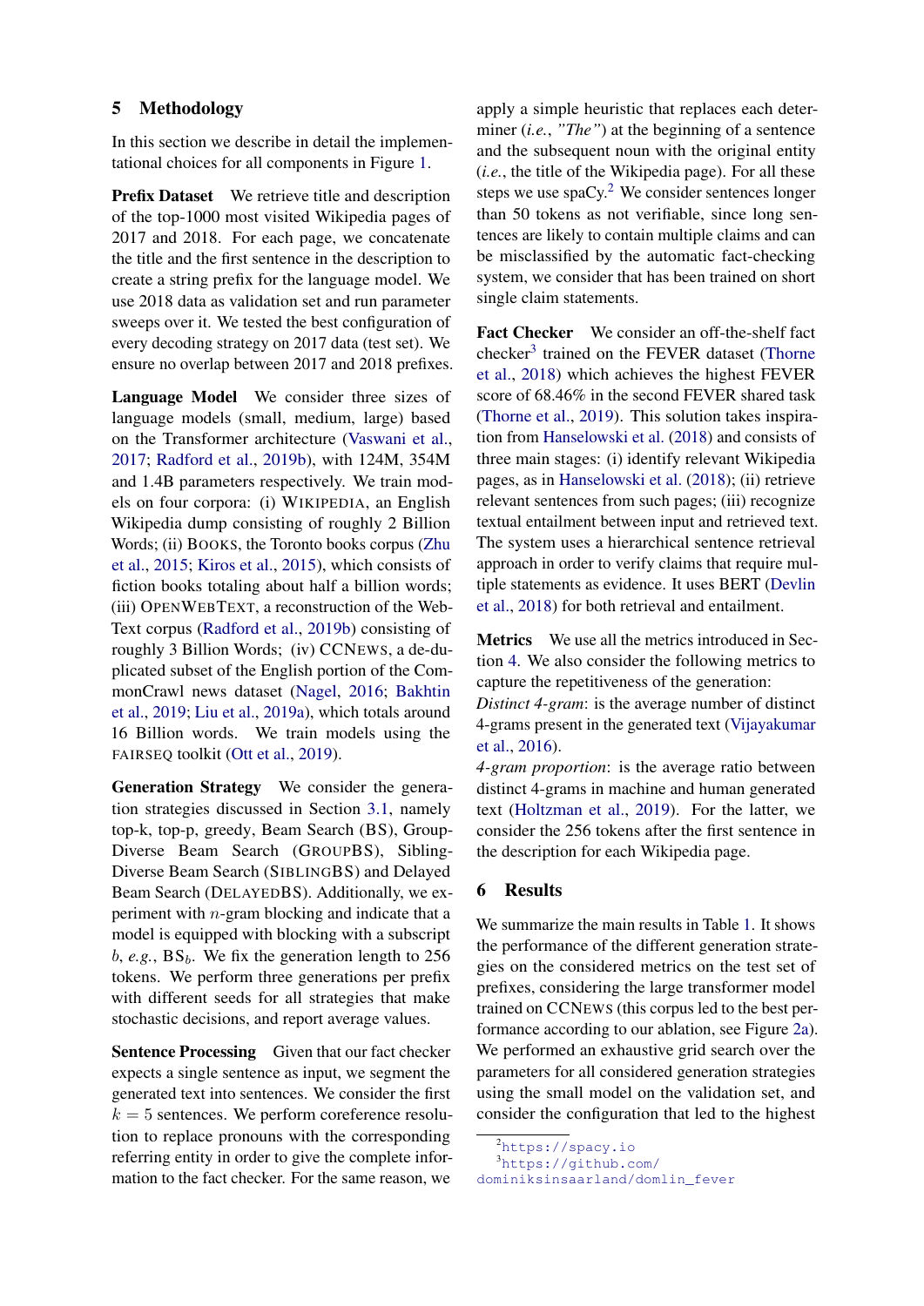## 5 Methodology

In this section we describe in detail the implementational choices for all components in Figure 1.

**Prefix Dataset** We retrieve title and description of the top-1000 most visited Wikipedia pages of 2017 and 2018. For each page, we concatenate the title and the first sentence in the description to create a string prefix for the language model. We use 2018 data as validation set and run parameter sweeps over it. We tested the best configuration of every decoding strategy on 2017 data (test set). We ensure no overlap between 2017 and 2018 prefixes.

**Language Model** We consider three sizes of language models (small, medium, large) based on the Transformer architecture (Vaswani et al., 2017; Radford et al., 2019b), with 124M, 354M and 1.4B parameters respectively. We train models on four corpora: (i) WIKIPEDIA, an English Wikipedia dump consisting of roughly 2 Billion Words; (ii) BOOKS, the Toronto books corpus (Zhu et al., 2015; Kiros et al., 2015), which consists of fiction books totaling about half a billion words; (iii) OPENWEBTEXT, a reconstruction of the WebText corpus (Radford et al., 2019b) consisting of roughly 3 Billion Words; (iv) CCNEWS, a de-duplicated subset of the English portion of the CommonCrawl news dataset (Nagel, 2016; Bakhtin et al., 2019; Liu et al., 2019a), which totals around 16 Billion words. We train models using the FAIRSEQ toolkit (Ott et al., 2019).

**Generation Strategy** We consider the generation strategies discussed in Section 3.1, namely top-k, top-p, greedy, Beam Search (BS), Group-Diverse Beam Search (GROUPBS), Sibling-Diverse Beam Search (SIBLINGBS) and Delayed Beam Search (DELAYEDBS). Additionally, we experiment with $n$-gram blocking and indicate that a model is equipped with blocking with a subscript $b$, *e.g.*, $\text{BS}_b$. We fix the generation length to 256 tokens. We perform three generations per prefix with different seeds for all strategies that make stochastic decisions, and report average values.

**Sentence Processing** Given that our fact checker expects a single sentence as input, we segment the generated text into sentences. We consider the first $k = 5$ sentences. We perform coreference resolution to replace pronouns with the corresponding referring entity in order to give the complete information to the fact checker. For the same reason, we apply a simple heuristic that replaces each determiner (*i.e.*, *"The"*) at the beginning of a sentence and the subsequent noun with the original entity (*i.e.*, the title of the Wikipedia page). For all these steps we use spaCy.[2] We consider sentences longer than 50 tokens as not verifiable, since long sentences are likely to contain multiple claims and can be misclassified by the automatic fact-checking system, we consider that has been trained on short single claim statements.

**Fact Checker** We consider an off-the-shelf fact checker[3] trained on the FEVER dataset (Thorne et al., 2018) which achieves the highest FEVER score of 68.46% in the second FEVER shared task (Thorne et al., 2019). This solution takes inspiration from Hanselowski et al. (2018) and consists of three main stages: (i) identify relevant Wikipedia pages, as in Hanselowski et al. (2018); (ii) retrieve relevant sentences from such pages; (iii) recognize textual entailment between input and retrieved text. The system uses a hierarchical sentence retrieval approach in order to verify claims that require multiple statements as evidence. It uses BERT (Devlin et al., 2018) for both retrieval and entailment.

**Metrics** We use all the metrics introduced in Section 4. We also consider the following metrics to capture the repetitiveness of the generation:
*Distinct 4-gram*: is the average number of distinct 4-grams present in the generated text (Vijayakumar et al., 2016).
*4-gram proportion*: is the average ratio between distinct 4-grams in machine and human generated text (Holtzman et al., 2019). For the latter, we consider the 256 tokens after the first sentence in the description for each Wikipedia page.

## 6 Results

We summarize the main results in Table 1. It shows the performance of the different generation strategies on the considered metrics on the test set of prefixes, considering the large transformer model trained on CCNEWS (this corpus led to the best performance according to our ablation, see Figure 2a). We performed an exhaustive grid search over the parameters for all considered generation strategies using the small model on the validation set, and consider the configuration that led to the highest

[2] https://spacy.io
[3] https://github.com/dominiksinsaarland/domlin_fever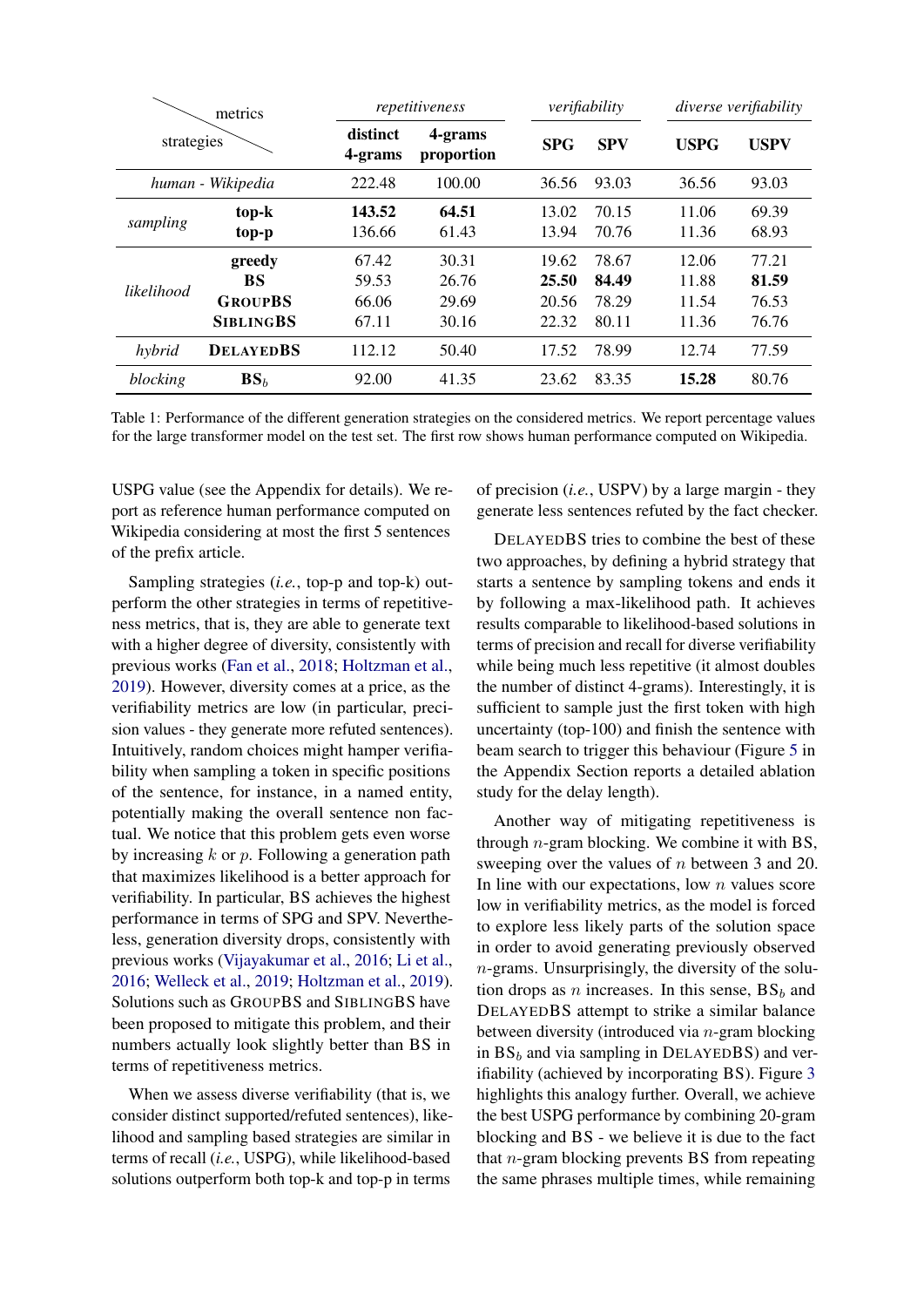| metrics / strategies | | *repetitiveness* | | *verifiability* | | *diverse verifiability* | |
|---|---|---|---|---|---|---|---|
| | | **distinct 4-grams** | **4-grams proportion** | **SPG** | **SPV** | **USPG** | **USPV** |
| *human - Wikipedia* | | 222.48 | 100.00 | 36.56 | 93.03 | 36.56 | 93.03 |
| *sampling* | **top-k** | **143.52** | **64.51** | 13.02 | 70.15 | 11.06 | 69.39 |
| | **top-p** | 136.66 | 61.43 | 13.94 | 70.76 | 11.36 | 68.93 |
| *likelihood* | **greedy** | 67.42 | 30.31 | 19.62 | 78.67 | 12.06 | 77.21 |
| | **BS** | 59.53 | 26.76 | **25.50** | **84.49** | 11.88 | **81.59** |
| | **GROUPBS** | 66.06 | 29.69 | 20.56 | 78.29 | 11.54 | 76.53 |
| | **SIBLINGBS** | 67.11 | 30.16 | 22.32 | 80.11 | 11.36 | 76.76 |
| *hybrid* | **DELAYEDBS** | 112.12 | 50.40 | 17.52 | 78.99 | 12.74 | 77.59 |
| *blocking* | **$BS_b$** | 92.00 | 41.35 | 23.62 | 83.35 | **15.28** | 80.76 |

Table 1: Performance of the different generation strategies on the considered metrics. We report percentage values for the large transformer model on the test set. The first row shows human performance computed on Wikipedia.

USPG value (see the Appendix for details). We report as reference human performance computed on Wikipedia considering at most the first 5 sentences of the prefix article.

Sampling strategies (*i.e.*, top-p and top-k) outperform the other strategies in terms of repetitiveness metrics, that is, they are able to generate text with a higher degree of diversity, consistently with previous works (Fan et al., 2018; Holtzman et al., 2019). However, diversity comes at a price, as the verifiability metrics are low (in particular, precision values - they generate more refuted sentences). Intuitively, random choices might hamper verifiability when sampling a token in specific positions of the sentence, for instance, in a named entity, potentially making the overall sentence non factual. We notice that this problem gets even worse by increasing $k$ or $p$. Following a generation path that maximizes likelihood is a better approach for verifiability. In particular, BS achieves the highest performance in terms of SPG and SPV. Nevertheless, generation diversity drops, consistently with previous works (Vijayakumar et al., 2016; Li et al., 2016; Welleck et al., 2019; Holtzman et al., 2019). Solutions such as GROUPBS and SIBLINGBS have been proposed to mitigate this problem, and their numbers actually look slightly better than BS in terms of repetitiveness metrics.

When we assess diverse verifiability (that is, we consider distinct supported/refuted sentences), likelihood and sampling based strategies are similar in terms of recall (*i.e.*, USPG), while likelihood-based solutions outperform both top-k and top-p in terms of precision (*i.e.*, USPV) by a large margin - they generate less sentences refuted by the fact checker.

DELAYEDBS tries to combine the best of these two approaches, by defining a hybrid strategy that starts a sentence by sampling tokens and ends it by following a max-likelihood path. It achieves results comparable to likelihood-based solutions in terms of precision and recall for diverse verifiability while being much less repetitive (it almost doubles the number of distinct 4-grams). Interestingly, it is sufficient to sample just the first token with high uncertainty (top-100) and finish the sentence with beam search to trigger this behaviour (Figure 5 in the Appendix Section reports a detailed ablation study for the delay length).

Another way of mitigating repetitiveness is through $n$-gram blocking. We combine it with BS, sweeping over the values of $n$ between 3 and 20. In line with our expectations, low $n$ values score low in verifiability metrics, as the model is forced to explore less likely parts of the solution space in order to avoid generating previously observed $n$-grams. Unsurprisingly, the diversity of the solution drops as $n$ increases. In this sense, $BS_b$ and DELAYEDBS attempt to strike a similar balance between diversity (introduced via $n$-gram blocking in $BS_b$ and via sampling in DELAYEDBS) and verifiability (achieved by incorporating BS). Figure 3 highlights this analogy further. Overall, we achieve the best USPG performance by combining 20-gram blocking and BS - we believe it is due to the fact that $n$-gram blocking prevents BS from repeating the same phrases multiple times, while remaining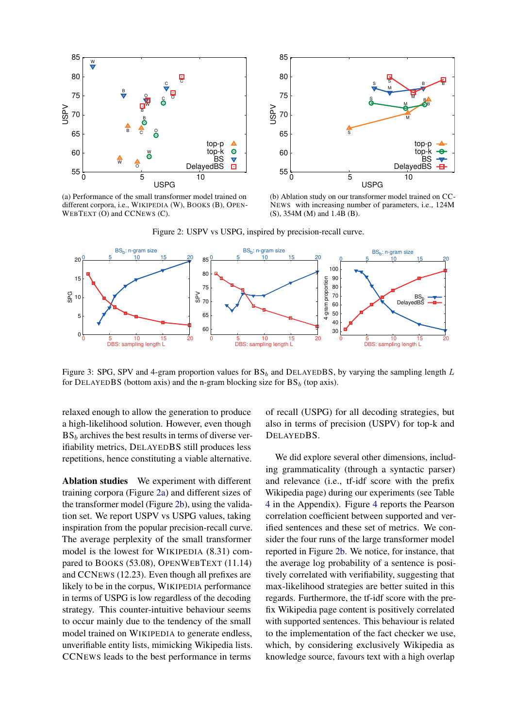(a) Performance of the small transformer model trained on different corpora, i.e., WIKIPEDIA (W), BOOKS (B), OPENWEBTEXT (O) and CCNEWS (C).

(b) Ablation study on our transformer model trained on CC-NEWS with increasing number of parameters, i.e., 124M (S), 354M (M) and 1.4B (B).

Figure 2: USPV vs USPG, inspired by precision-recall curve.

Figure 3: SPG, SPV and 4-gram proportion values for $BS_b$ and DELAYEDBS, by varying the sampling length $L$ for DELAYEDBS (bottom axis) and the n-gram blocking size for $BS_b$ (top axis).

relaxed enough to allow the generation to produce a high-likelihood solution. However, even though $BS_b$ archives the best results in terms of diverse verifiability metrics, DELAYEDBS still produces less repetitions, hence constituting a viable alternative.

**Ablation studies** We experiment with different training corpora (Figure 2a) and different sizes of the transformer model (Figure 2b), using the validation set. We report USPV vs USPG values, taking inspiration from the popular precision-recall curve. The average perplexity of the small transformer model is the lowest for WIKIPEDIA (8.31) compared to BOOKS (53.08), OPENWEBTEXT (11.14) and CCNEWS (12.23). Even though all prefixes are likely to be in the corpus, WIKIPEDIA performance in terms of USPG is low regardless of the decoding strategy. This counter-intuitive behaviour seems to occur mainly due to the tendency of the small model trained on WIKIPEDIA to generate endless, unverifiable entity lists, mimicking Wikipedia lists. CCNEWS leads to the best performance in terms of recall (USPG) for all decoding strategies, but also in terms of precision (USPV) for top-k and DELAYEDBS.

We did explore several other dimensions, including grammaticality (through a syntactic parser) and relevance (i.e., tf-idf score with the prefix Wikipedia page) during our experiments (see Table 4 in the Appendix). Figure 4 reports the Pearson correlation coefficient between supported and verified sentences and these set of metrics. We consider the four runs of the large transformer model reported in Figure 2b. We notice, for instance, that the average log probability of a sentence is positively correlated with verifiability, suggesting that max-likelihood strategies are better suited in this regards. Furthermore, the tf-idf score with the prefix Wikipedia page content is positively correlated with supported sentences. This behaviour is related to the implementation of the fact checker we use, which, by considering exclusively Wikipedia as knowledge source, favours text with a high overlap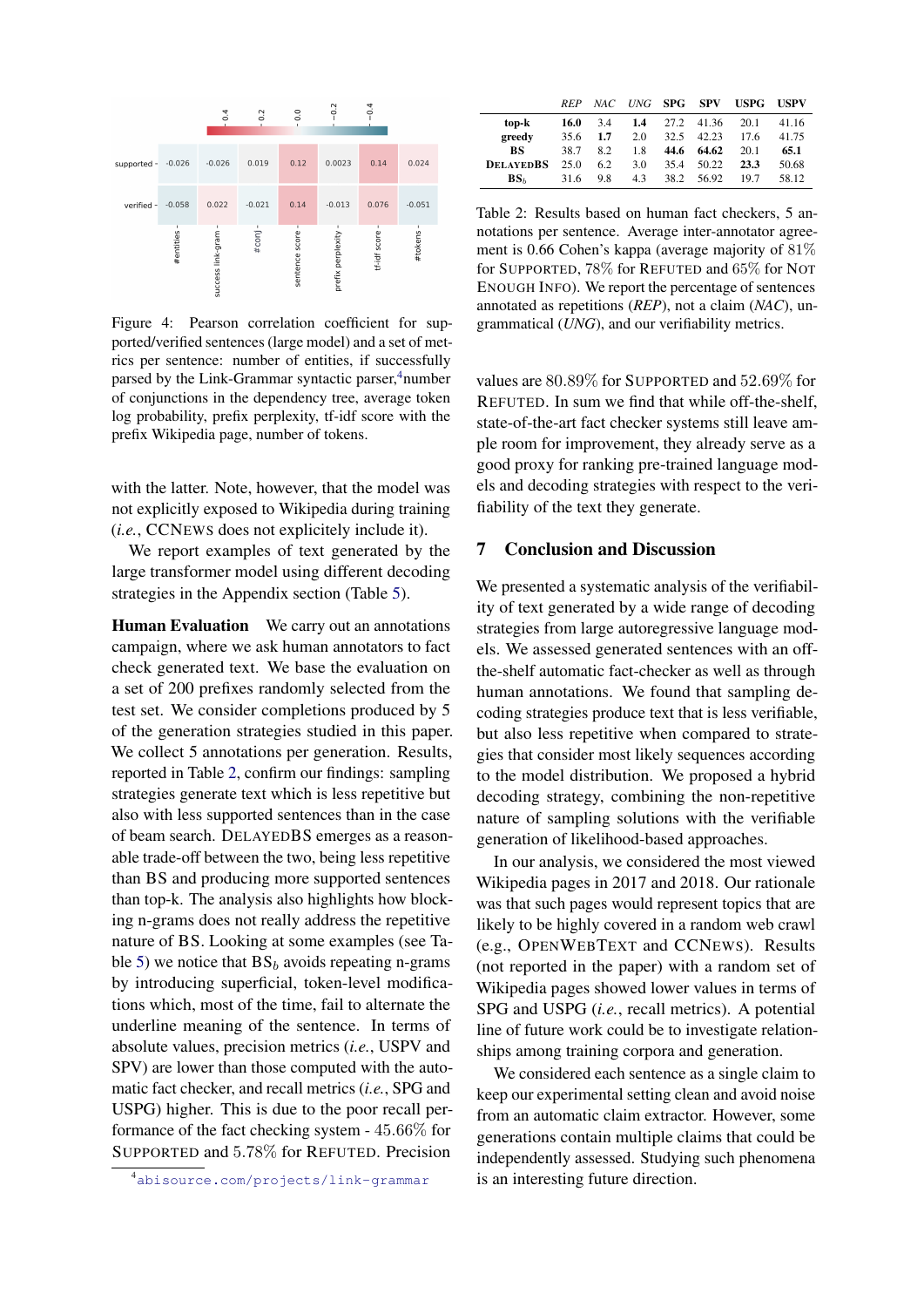Figure 4: Pearson correlation coefficient for supported/verified sentences (large model) and a set of metrics per sentence: number of entities, if successfully parsed by the Link-Grammar syntactic parser,[4] number of conjunctions in the dependency tree, average token log probability, prefix perplexity, tf-idf score with the prefix Wikipedia page, number of tokens.

with the latter. Note, however, that the model was not explicitly exposed to Wikipedia during training (*i.e.*, CCNEWS does not explicitely include it).

We report examples of text generated by the large transformer model using different decoding strategies in the Appendix section (Table 5).

**Human Evaluation** We carry out an annotations campaign, where we ask human annotators to fact check generated text. We base the evaluation on a set of 200 prefixes randomly selected from the test set. We consider completions produced by 5 of the generation strategies studied in this paper. We collect 5 annotations per generation. Results, reported in Table 2, confirm our findings: sampling strategies generate text which is less repetitive but also with less supported sentences than in the case of beam search. DELAYEDBS emerges as a reasonable trade-off between the two, being less repetitive than BS and producing more supported sentences than top-k. The analysis also highlights how blocking n-grams does not really address the repetitive nature of BS. Looking at some examples (see Table 5) we notice that $BS_b$ avoids repeating n-grams by introducing superficial, token-level modifications which, most of the time, fail to alternate the underline meaning of the sentence. In terms of absolute values, precision metrics (*i.e.*, USPV and SPV) are lower than those computed with the automatic fact checker, and recall metrics (*i.e.*, SPG and USPG) higher. This is due to the poor recall performance of the fact checking system - 45.66% for SUPPORTED and 5.78% for REFUTED. Precision

[4] abisource.com/projects/link-grammar

| | *REP* | *NAC* | *UNG* | **SPG** | **SPV** | **USPG** | **USPV** |
|---|---|---|---|---|---|---|---|
| **top-k** | **16.0** | 3.4 | **1.4** | 27.2 | 41.36 | 20.1 | 41.16 |
| **greedy** | 35.6 | **1.7** | 2.0 | 32.5 | 42.23 | 17.6 | 41.75 |
| **BS** | 38.7 | 8.2 | 1.8 | **44.6** | **64.62** | 20.1 | **65.1** |
| **DELAYEDBS** | 25.0 | 6.2 | 3.0 | 35.4 | 50.22 | **23.3** | 50.68 |
| **$BS_b$** | 31.6 | 9.8 | 4.3 | 38.2 | 56.92 | 19.7 | 58.12 |

Table 2: Results based on human fact checkers, 5 annotations per sentence. Average inter-annotator agreement is 0.66 Cohen's kappa (average majority of 81% for SUPPORTED, 78% for REFUTED and 65% for NOT ENOUGH INFO). We report the percentage of sentences annotated as repetitions (*REP*), not a claim (*NAC*), ungrammatical (*UNG*), and our verifiability metrics.

values are 80.89% for SUPPORTED and 52.69% for REFUTED. In sum we find that while off-the-shelf, state-of-the-art fact checker systems still leave ample room for improvement, they already serve as a good proxy for ranking pre-trained language models and decoding strategies with respect to the verifiability of the text they generate.

## 7 Conclusion and Discussion

We presented a systematic analysis of the verifiability of text generated by a wide range of decoding strategies from large autoregressive language models. We assessed generated sentences with an off-the-shelf automatic fact-checker as well as through human annotations. We found that sampling decoding strategies produce text that is less verifiable, but also less repetitive when compared to strategies that consider most likely sequences according to the model distribution. We proposed a hybrid decoding strategy, combining the non-repetitive nature of sampling solutions with the verifiable generation of likelihood-based approaches.

In our analysis, we considered the most viewed Wikipedia pages in 2017 and 2018. Our rationale was that such pages would represent topics that are likely to be highly covered in a random web crawl (e.g., OPENWEBTEXT and CCNEWS). Results (not reported in the paper) with a random set of Wikipedia pages showed lower values in terms of SPG and USPG (*i.e.*, recall metrics). A potential line of future work could be to investigate relationships among training corpora and generation.

We considered each sentence as a single claim to keep our experimental setting clean and avoid noise from an automatic claim extractor. However, some generations contain multiple claims that could be independently assessed. Studying such phenomena is an interesting future direction.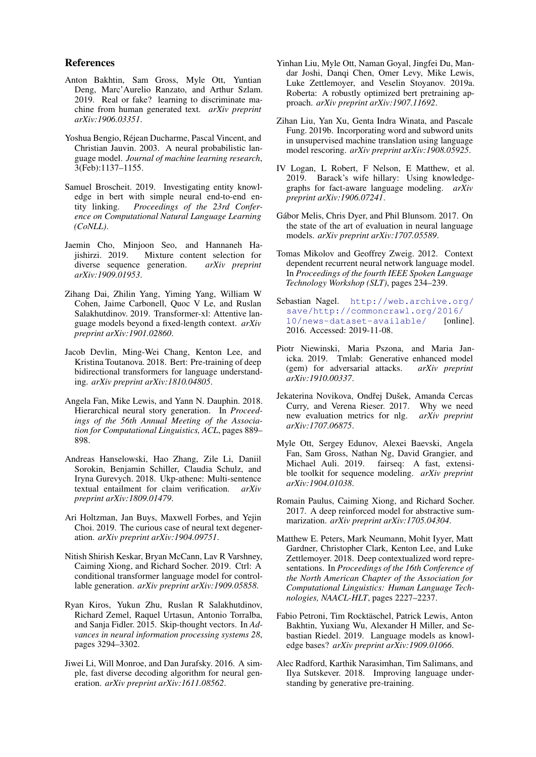## References

Anton Bakhtin, Sam Gross, Myle Ott, Yuntian Deng, Marc'Aurelio Ranzato, and Arthur Szlam. 2019. Real or fake? learning to discriminate machine from human generated text. *arXiv preprint arXiv:1906.03351*.

Yoshua Bengio, Réjean Ducharme, Pascal Vincent, and Christian Jauvin. 2003. A neural probabilistic language model. *Journal of machine learning research*, 3(Feb):1137–1155.

Samuel Broscheit. 2019. Investigating entity knowledge in bert with simple neural end-to-end entity linking. *Proceedings of the 23rd Conference on Computational Natural Language Learning (CoNLL)*.

Jaemin Cho, Minjoon Seo, and Hannaneh Hajishirzi. 2019. Mixture content selection for diverse sequence generation. *arXiv preprint arXiv:1909.01953*.

Zihang Dai, Zhilin Yang, Yiming Yang, William W Cohen, Jaime Carbonell, Quoc V Le, and Ruslan Salakhutdinov. 2019. Transformer-xl: Attentive language models beyond a fixed-length context. *arXiv preprint arXiv:1901.02860*.

Jacob Devlin, Ming-Wei Chang, Kenton Lee, and Kristina Toutanova. 2018. Bert: Pre-training of deep bidirectional transformers for language understanding. *arXiv preprint arXiv:1810.04805*.

Angela Fan, Mike Lewis, and Yann N. Dauphin. 2018. Hierarchical neural story generation. In *Proceedings of the 56th Annual Meeting of the Association for Computational Linguistics, ACL*, pages 889–898.

Andreas Hanselowski, Hao Zhang, Zile Li, Daniil Sorokin, Benjamin Schiller, Claudia Schulz, and Iryna Gurevych. 2018. Ukp-athene: Multi-sentence textual entailment for claim verification. *arXiv preprint arXiv:1809.01479*.

Ari Holtzman, Jan Buys, Maxwell Forbes, and Yejin Choi. 2019. The curious case of neural text degeneration. *arXiv preprint arXiv:1904.09751*.

Nitish Shirish Keskar, Bryan McCann, Lav R Varshney, Caiming Xiong, and Richard Socher. 2019. Ctrl: A conditional transformer language model for controllable generation. *arXiv preprint arXiv:1909.05858*.

Ryan Kiros, Yukun Zhu, Ruslan R Salakhutdinov, Richard Zemel, Raquel Urtasun, Antonio Torralba, and Sanja Fidler. 2015. Skip-thought vectors. In *Advances in neural information processing systems 28*, pages 3294–3302.

Jiwei Li, Will Monroe, and Dan Jurafsky. 2016. A simple, fast diverse decoding algorithm for neural generation. *arXiv preprint arXiv:1611.08562*.

Yinhan Liu, Myle Ott, Naman Goyal, Jingfei Du, Mandar Joshi, Danqi Chen, Omer Levy, Mike Lewis, Luke Zettlemoyer, and Veselin Stoyanov. 2019a. Roberta: A robustly optimized bert pretraining approach. *arXiv preprint arXiv:1907.11692*.

Zihan Liu, Yan Xu, Genta Indra Winata, and Pascale Fung. 2019b. Incorporating word and subword units in unsupervised machine translation using language model rescoring. *arXiv preprint arXiv:1908.05925*.

IV Logan, L Robert, F Nelson, E Matthew, et al. 2019. Barack's wife hillary: Using knowledge-graphs for fact-aware language modeling. *arXiv preprint arXiv:1906.07241*.

Gábor Melis, Chris Dyer, and Phil Blunsom. 2017. On the state of the art of evaluation in neural language models. *arXiv preprint arXiv:1707.05589*.

Tomas Mikolov and Geoffrey Zweig. 2012. Context dependent recurrent neural network language model. In *Proceedings of the fourth IEEE Spoken Language Technology Workshop (SLT)*, pages 234–239.

Sebastian Nagel. http://web.archive.org/save/http://commoncrawl.org/2016/10/news-dataset-available/ [online]. 2016. Accessed: 2019-11-08.

Piotr Niewinski, Maria Pszona, and Maria Janicka. 2019. Tmlab: Generative enhanced model (gem) for adversarial attacks. *arXiv preprint arXiv:1910.00337*.

Jekaterina Novikova, Ondřej Dušek, Amanda Cercas Curry, and Verena Rieser. 2017. Why we need new evaluation metrics for nlg. *arXiv preprint arXiv:1707.06875*.

Myle Ott, Sergey Edunov, Alexei Baevski, Angela Fan, Sam Gross, Nathan Ng, David Grangier, and Michael Auli. 2019. fairseq: A fast, extensible toolkit for sequence modeling. *arXiv preprint arXiv:1904.01038*.

Romain Paulus, Caiming Xiong, and Richard Socher. 2017. A deep reinforced model for abstractive summarization. *arXiv preprint arXiv:1705.04304*.

Matthew E. Peters, Mark Neumann, Mohit Iyyer, Matt Gardner, Christopher Clark, Kenton Lee, and Luke Zettlemoyer. 2018. Deep contextualized word representations. In *Proceedings of the 16th Conference of the North American Chapter of the Association for Computational Linguistics: Human Language Technologies, NAACL-HLT*, pages 2227–2237.

Fabio Petroni, Tim Rocktäschel, Patrick Lewis, Anton Bakhtin, Yuxiang Wu, Alexander H Miller, and Sebastian Riedel. 2019. Language models as knowledge bases? *arXiv preprint arXiv:1909.01066*.

Alec Radford, Karthik Narasimhan, Tim Salimans, and Ilya Sutskever. 2018. Improving language understanding by generative pre-training.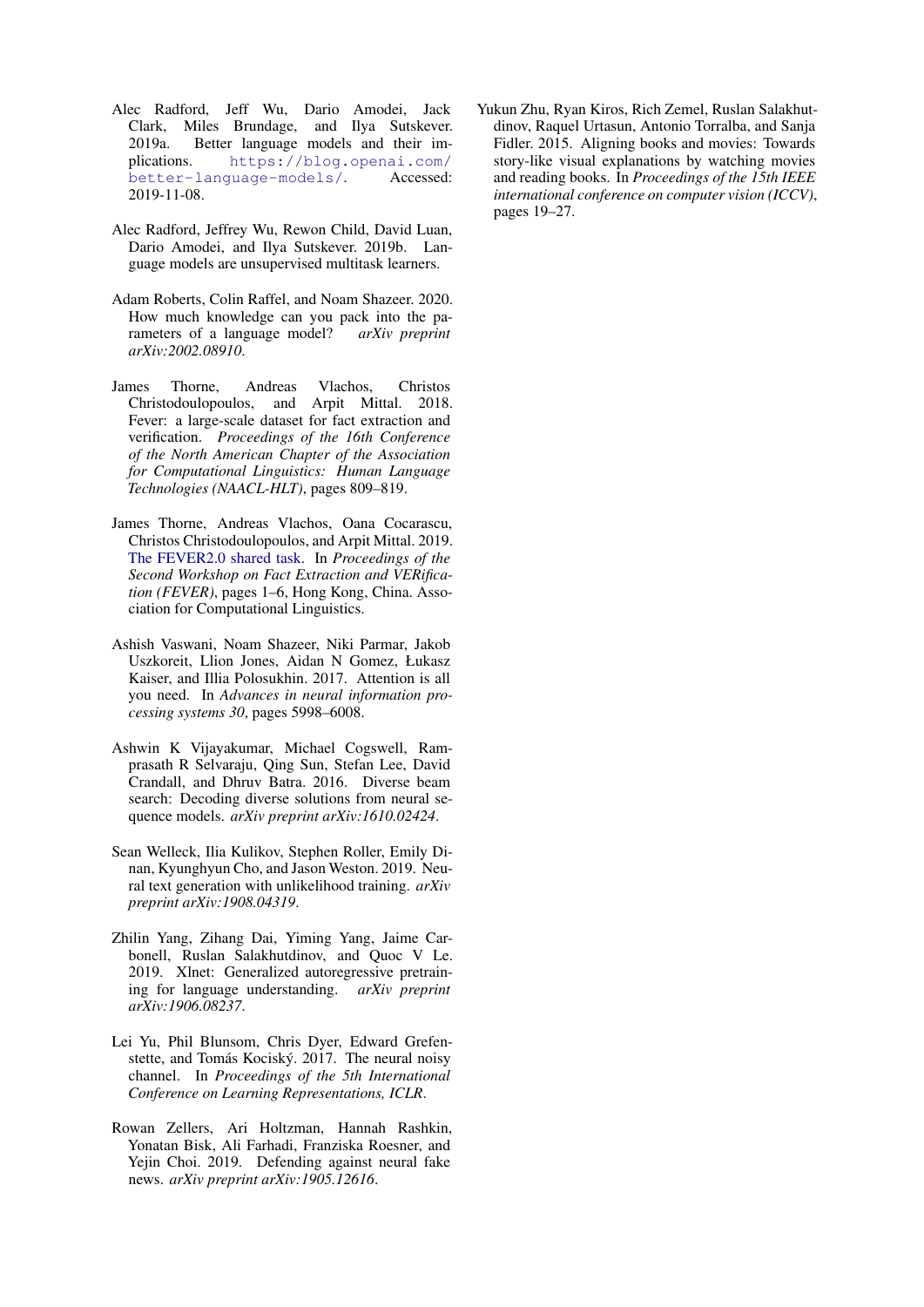Alec Radford, Jeff Wu, Dario Amodei, Jack Clark, Miles Brundage, and Ilya Sutskever. 2019a. Better language models and their implications. https://blog.openai.com/better-language-models/. Accessed: 2019-11-08.

Alec Radford, Jeffrey Wu, Rewon Child, David Luan, Dario Amodei, and Ilya Sutskever. 2019b. Language models are unsupervised multitask learners.

Adam Roberts, Colin Raffel, and Noam Shazeer. 2020. How much knowledge can you pack into the parameters of a language model? *arXiv preprint arXiv:2002.08910*.

James Thorne, Andreas Vlachos, Christos Christodoulopoulos, and Arpit Mittal. 2018. Fever: a large-scale dataset for fact extraction and verification. *Proceedings of the 16th Conference of the North American Chapter of the Association for Computational Linguistics: Human Language Technologies (NAACL-HLT)*, pages 809–819.

James Thorne, Andreas Vlachos, Oana Cocarascu, Christos Christodoulopoulos, and Arpit Mittal. 2019. The FEVER2.0 shared task. In *Proceedings of the Second Workshop on Fact Extraction and VERification (FEVER)*, pages 1–6, Hong Kong, China. Association for Computational Linguistics.

Ashish Vaswani, Noam Shazeer, Niki Parmar, Jakob Uszkoreit, Llion Jones, Aidan N Gomez, Łukasz Kaiser, and Illia Polosukhin. 2017. Attention is all you need. In *Advances in neural information processing systems 30*, pages 5998–6008.

Ashwin K Vijayakumar, Michael Cogswell, Ramprasath R Selvaraju, Qing Sun, Stefan Lee, David Crandall, and Dhruv Batra. 2016. Diverse beam search: Decoding diverse solutions from neural sequence models. *arXiv preprint arXiv:1610.02424*.

Sean Welleck, Ilia Kulikov, Stephen Roller, Emily Dinan, Kyunghyun Cho, and Jason Weston. 2019. Neural text generation with unlikelihood training. *arXiv preprint arXiv:1908.04319*.

Zhilin Yang, Zihang Dai, Yiming Yang, Jaime Carbonell, Ruslan Salakhutdinov, and Quoc V Le. 2019. Xlnet: Generalized autoregressive pretraining for language understanding. *arXiv preprint arXiv:1906.08237*.

Lei Yu, Phil Blunsom, Chris Dyer, Edward Grefenstette, and Tomás Kociský. 2017. The neural noisy channel. In *Proceedings of the 5th International Conference on Learning Representations, ICLR*.

Rowan Zellers, Ari Holtzman, Hannah Rashkin, Yonatan Bisk, Ali Farhadi, Franziska Roesner, and Yejin Choi. 2019. Defending against neural fake news. *arXiv preprint arXiv:1905.12616*.

Yukun Zhu, Ryan Kiros, Rich Zemel, Ruslan Salakhutdinov, Raquel Urtasun, Antonio Torralba, and Sanja Fidler. 2015. Aligning books and movies: Towards story-like visual explanations by watching movies and reading books. In *Proceedings of the 15th IEEE international conference on computer vision (ICCV)*, pages 19–27.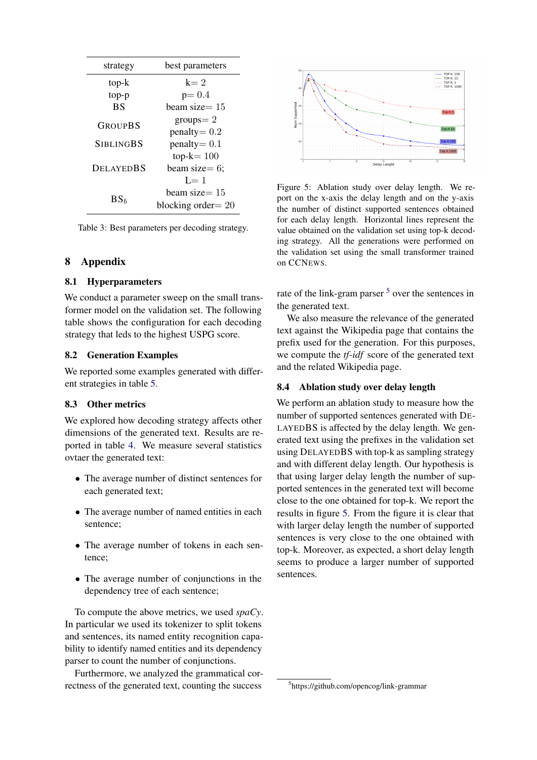| strategy | best parameters |
|---|---|
| top-k | k= 2 |
| top-p | p= 0.4 |
| BS | beam size= 15 |
| GROUPBS | groups= 2<br>penalty= 0.2 |
| SIBLINGBS | penalty= 0.1 |
| DELAYEDBS | top-k= 100<br>beam size= 6;<br>L= 1 |
| $\mathrm{BS}_b$ | beam size= 15<br>blocking order= 20 |

Table 3: Best parameters per decoding strategy.

# 8 Appendix

## 8.1 Hyperparameters

We conduct a parameter sweep on the small transformer model on the validation set. The following table shows the configuration for each decoding strategy that leds to the highest USPG score.

## 8.2 Generation Examples

We reported some examples generated with different strategies in table 5.

## 8.3 Other metrics

We explored how decoding strategy affects other dimensions of the generated text. Results are reported in table 4. We measure several statistics ovtaer the generated text:

- The average number of distinct sentences for each generated text;
- The average number of named entities in each sentence;
- The average number of tokens in each sentence;
- The average number of conjunctions in the dependency tree of each sentence;

To compute the above metrics, we used *spaCy*. In particular we used its tokenizer to split tokens and sentences, its named entity recognition capability to identify named entities and its dependency parser to count the number of conjunctions.

Furthermore, we analyzed the grammatical correctness of the generated text, counting the success rate of the link-gram parser [5] over the sentences in the generated text.

We also measure the relevance of the generated text against the Wikipedia page that contains the prefix used for the generation. For this purposes, we compute the *tf-idf* score of the generated text and the related Wikipedia page.

Figure 5: Ablation study over delay length. We report on the x-axis the delay length and on the y-axis the number of distinct supported sentences obtained for each delay length. Horizontal lines represent the value obtained on the validation set using top-k decoding strategy. All the generations were performed on the validation set using the small transformer trained on CCNEWS.

## 8.4 Ablation study over delay length

We perform an ablation study to measure how the number of supported sentences generated with DELAYEDBS is affected by the delay length. We generated text using the prefixes in the validation set using DELAYEDBS with top-k as sampling strategy and with different delay length. Our hypothesis is that using larger delay length the number of supported sentences in the generated text will become close to the one obtained for top-k. We report the results in figure 5. From the figure it is clear that with larger delay length the number of supported sentences is very close to the one obtained with top-k. Moreover, as expected, a short delay length seems to produce a larger number of supported sentences.

[5] https://github.com/opencog/link-grammar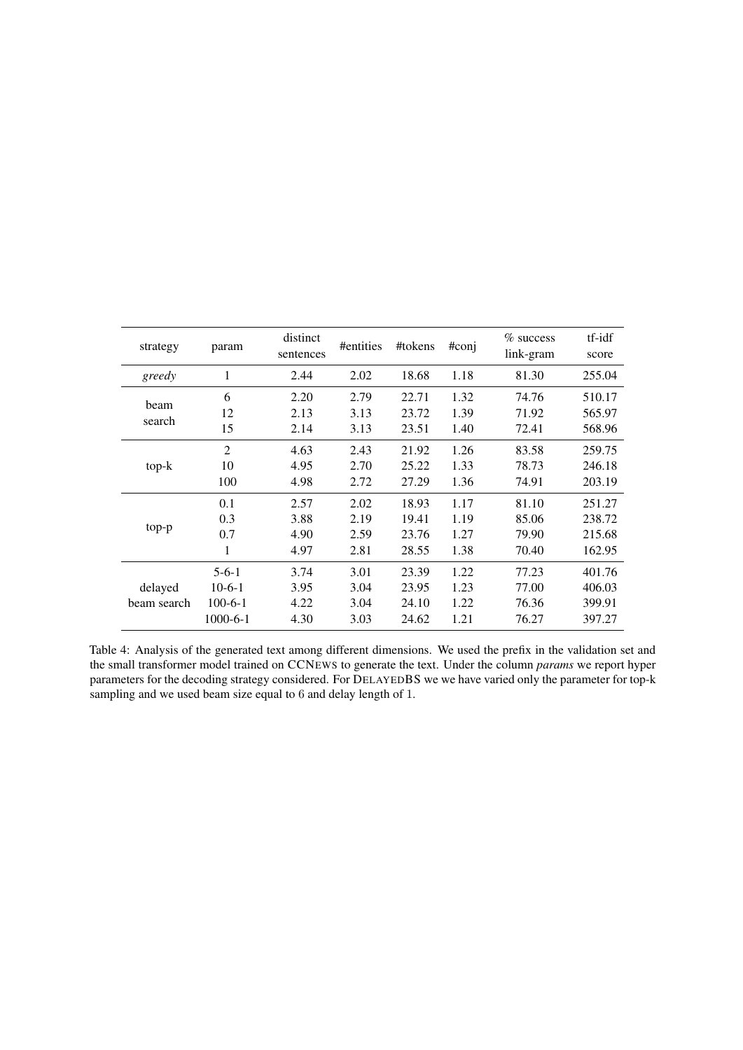| strategy | param | distinct sentences | #entities | #tokens | #conj | % success link-gram | tf-idf score |
|---|---|---|---|---|---|---|---|
| *greedy* | 1 | 2.44 | 2.02 | 18.68 | 1.18 | 81.30 | 255.04 |
| beam search | 6 | 2.20 | 2.79 | 22.71 | 1.32 | 74.76 | 510.17 |
| | 12 | 2.13 | 3.13 | 23.72 | 1.39 | 71.92 | 565.97 |
| | 15 | 2.14 | 3.13 | 23.51 | 1.40 | 72.41 | 568.96 |
| top-k | 2 | 4.63 | 2.43 | 21.92 | 1.26 | 83.58 | 259.75 |
| | 10 | 4.95 | 2.70 | 25.22 | 1.33 | 78.73 | 246.18 |
| | 100 | 4.98 | 2.72 | 27.29 | 1.36 | 74.91 | 203.19 |
| top-p | 0.1 | 2.57 | 2.02 | 18.93 | 1.17 | 81.10 | 251.27 |
| | 0.3 | 3.88 | 2.19 | 19.41 | 1.19 | 85.06 | 238.72 |
| | 0.7 | 4.90 | 2.59 | 23.76 | 1.27 | 79.90 | 215.68 |
| | 1 | 4.97 | 2.81 | 28.55 | 1.38 | 70.40 | 162.95 |
| delayed beam search | 5-6-1 | 3.74 | 3.01 | 23.39 | 1.22 | 77.23 | 401.76 |
| | 10-6-1 | 3.95 | 3.04 | 23.95 | 1.23 | 77.00 | 406.03 |
| | 100-6-1 | 4.22 | 3.04 | 24.10 | 1.22 | 76.36 | 399.91 |
| | 1000-6-1 | 4.30 | 3.03 | 24.62 | 1.21 | 76.27 | 397.27 |

Table 4: Analysis of the generated text among different dimensions. We used the prefix in the validation set and the small transformer model trained on CCNEWS to generate the text. Under the column *params* we report hyper parameters for the decoding strategy considered. For DELAYEDBS we we have varied only the parameter for top-k sampling and we used beam size equal to 6 and delay length of 1.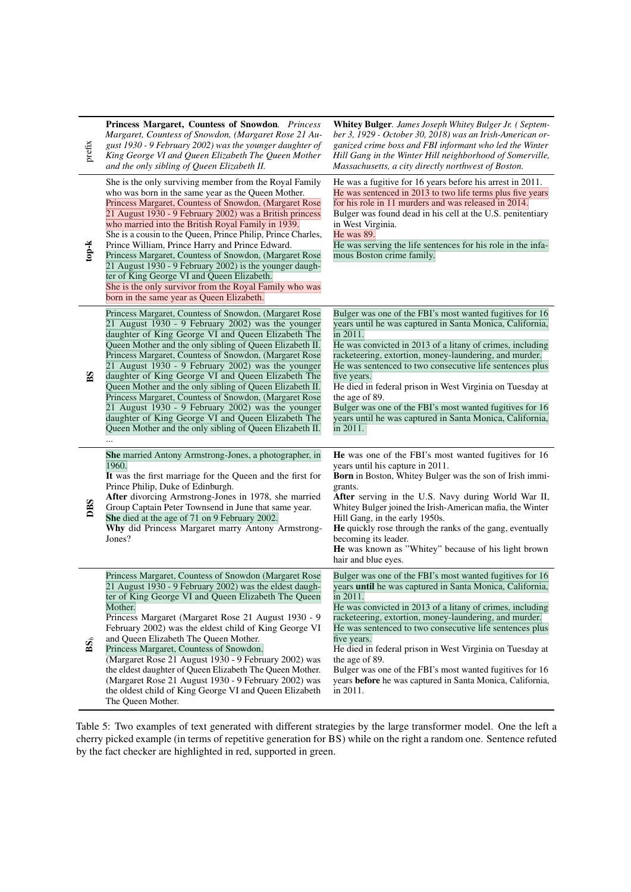| | | |
|---|---|---|
| prefix | **Princess Margaret, Countess of Snowdon**. *Princess Margaret, Countess of Snowdon, (Margaret Rose 21 August 1930 - 9 February 2002) was the younger daughter of King George VI and Queen Elizabeth The Queen Mother and the only sibling of Queen Elizabeth II.* | **Whitey Bulger**. *James Joseph Whitey Bulger Jr. ( September 3, 1929 - October 30, 2018) was an Irish-American organized crime boss and FBI informant who led the Winter Hill Gang in the Winter Hill neighborhood of Somerville, Massachusetts, a city directly northwest of Boston.* |
| **top-k** | She is the only surviving member from the Royal Family who was born in the same year as the Queen Mother. Princess Margaret, Countess of Snowdon, (Margaret Rose 21 August 1930 - 9 February 2002) was a British princess who married into the British Royal Family in 1939. She is a cousin to the Queen, Prince Philip, Prince Charles, Prince William, Prince Harry and Prince Edward. Princess Margaret, Countess of Snowdon, (Margaret Rose 21 August 1930 - 9 February 2002) is the younger daughter of King George VI and Queen Elizabeth. She is the only survivor from the Royal Family who was born in the same year as Queen Elizabeth. | He was a fugitive for 16 years before his arrest in 2011. He was sentenced in 2013 to two life terms plus five years for his role in 11 murders and was released in 2014. Bulger was found dead in his cell at the U.S. penitentiary in West Virginia. He was 89. He was serving the life sentences for his role in the infamous Boston crime family. |
| **BS** | Princess Margaret, Countess of Snowdon, (Margaret Rose 21 August 1930 - 9 February 2002) was the younger daughter of King George VI and Queen Elizabeth The Queen Mother and the only sibling of Queen Elizabeth II. Princess Margaret, Countess of Snowdon, (Margaret Rose 21 August 1930 - 9 February 2002) was the younger daughter of King George VI and Queen Elizabeth The Queen Mother and the only sibling of Queen Elizabeth II. Princess Margaret, Countess of Snowdon, (Margaret Rose 21 August 1930 - 9 February 2002) was the younger daughter of King George VI and Queen Elizabeth The Queen Mother and the only sibling of Queen Elizabeth II. ... | Bulger was one of the FBI's most wanted fugitives for 16 years until he was captured in Santa Monica, California, in 2011. He was convicted in 2013 of a litany of crimes, including racketeering, extortion, money-laundering, and murder. He was sentenced to two consecutive life sentences plus five years. He died in federal prison in West Virginia on Tuesday at the age of 89. Bulger was one of the FBI's most wanted fugitives for 16 years until he was captured in Santa Monica, California, in 2011. |
| **DBS** | **She** married Antony Armstrong-Jones, a photographer, in 1960. **It** was the first marriage for the Queen and the first for Prince Philip, Duke of Edinburgh. **After** divorcing Armstrong-Jones in 1978, she married Group Captain Peter Townsend in June that same year. **She** died at the age of 71 on 9 February 2002. **Why** did Princess Margaret marry Antony Armstrong-Jones? | **He** was one of the FBI's most wanted fugitives for 16 years until his capture in 2011. **Born** in Boston, Whitey Bulger was the son of Irish immigrants. **After** serving in the U.S. Navy during World War II, Whitey Bulger joined the Irish-American mafia, the Winter Hill Gang, in the early 1950s. **He** quickly rose through the ranks of the gang, eventually becoming its leader. **He** was known as "Whitey" because of his light brown hair and blue eyes. |
| **$BS_b$** | Princess Margaret, Countess of Snowdon (Margaret Rose 21 August 1930 - 9 February 2002) was the eldest daughter of King George VI and Queen Elizabeth The Queen Mother. Princess Margaret (Margaret Rose 21 August 1930 - 9 February 2002) was the eldest child of King George VI and Queen Elizabeth The Queen Mother. Princess Margaret, Countess of Snowdon. (Margaret Rose 21 August 1930 - 9 February 2002) was the eldest daughter of Queen Elizabeth The Queen Mother. (Margaret Rose 21 August 1930 - 9 February 2002) was the oldest child of King George VI and Queen Elizabeth The Queen Mother. | Bulger was one of the FBI's most wanted fugitives for 16 years **until** he was captured in Santa Monica, California, in 2011. He was convicted in 2013 of a litany of crimes, including racketeering, extortion, money-laundering, and murder. He was sentenced to two consecutive life sentences plus five years. He died in federal prison in West Virginia on Tuesday at the age of 89. Bulger was one of the FBI's most wanted fugitives for 16 years **before** he was captured in Santa Monica, California, in 2011. |

Table 5: Two examples of text generated with different strategies by the large transformer model. One the left a cherry picked example (in terms of repetitive generation for BS) while on the right a random one. Sentence refuted by the fact checker are highlighted in red, supported in green.